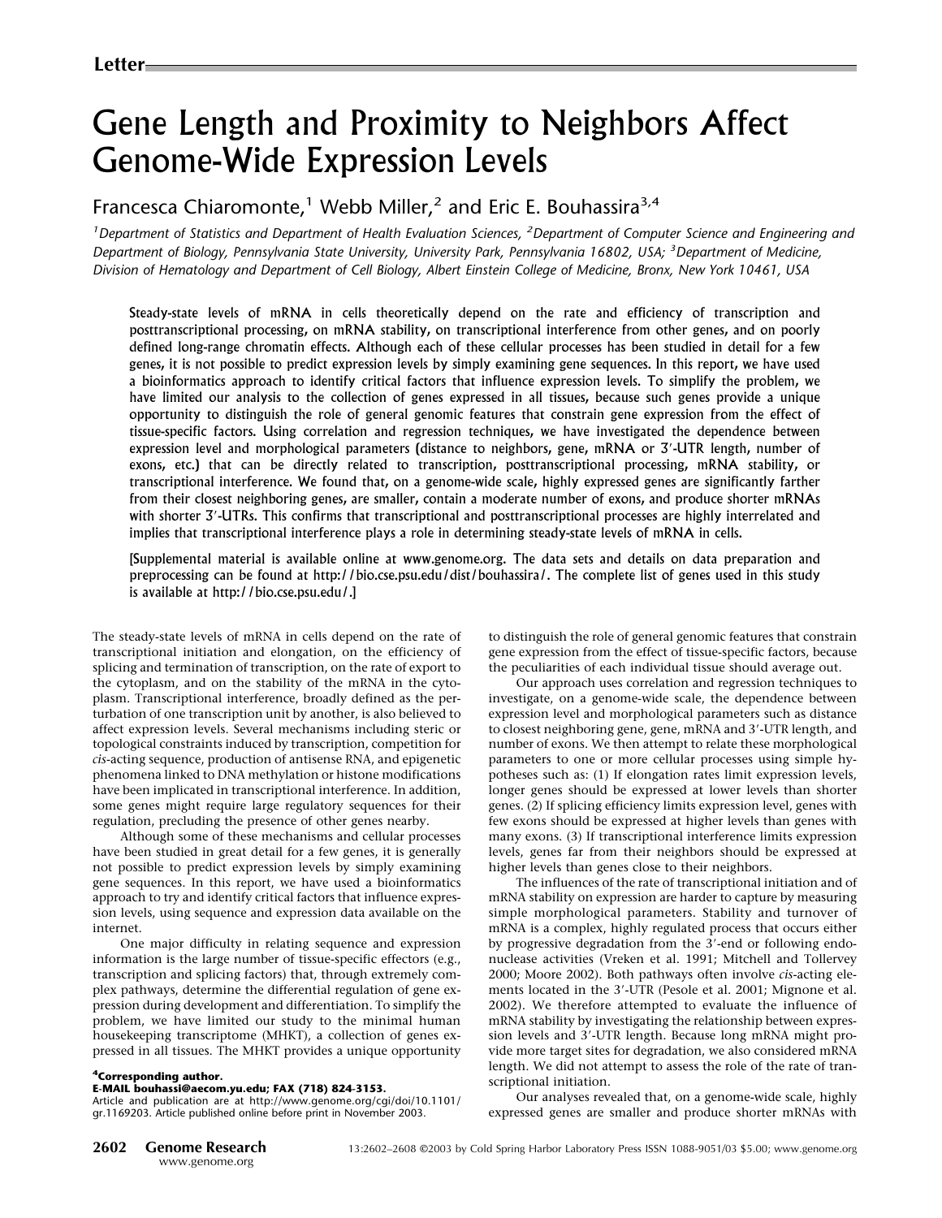Letter

# Gene Length and Proximity to Neighbors Affect Genome-Wide Expression Levels

Francesca Chiaromonte,[1] Webb Miller,[2] and Eric E. Bouhassira[3,4]

[1]Department of Statistics and Department of Health Evaluation Sciences, [2]Department of Computer Science and Engineering and Department of Biology, Pennsylvania State University, University Park, Pennsylvania 16802, USA; [3]Department of Medicine, Division of Hematology and Department of Cell Biology, Albert Einstein College of Medicine, Bronx, New York 10461, USA

**Steady-state levels of mRNA in cells theoretically depend on the rate and efficiency of transcription and posttranscriptional processing, on mRNA stability, on transcriptional interference from other genes, and on poorly defined long-range chromatin effects. Although each of these cellular processes has been studied in detail for a few genes, it is not possible to predict expression levels by simply examining gene sequences. In this report, we have used a bioinformatics approach to identify critical factors that influence expression levels. To simplify the problem, we have limited our analysis to the collection of genes expressed in all tissues, because such genes provide a unique opportunity to distinguish the role of general genomic features that constrain gene expression from the effect of tissue-specific factors. Using correlation and regression techniques, we have investigated the dependence between expression level and morphological parameters (distance to neighbors, gene, mRNA or 3′-UTR length, number of exons, etc.) that can be directly related to transcription, posttranscriptional processing, mRNA stability, or transcriptional interference. We found that, on a genome-wide scale, highly expressed genes are significantly farther from their closest neighboring genes, are smaller, contain a moderate number of exons, and produce shorter mRNAs with shorter 3′-UTRs. This confirms that transcriptional and posttranscriptional processes are highly interrelated and implies that transcriptional interference plays a role in determining steady-state levels of mRNA in cells.**

**[Supplemental material is available online at www.genome.org. The data sets and details on data preparation and preprocessing can be found at http://bio.cse.psu.edu/dist/bouhassira/. The complete list of genes used in this study is available at http://bio.cse.psu.edu/.]**

The steady-state levels of mRNA in cells depend on the rate of transcriptional initiation and elongation, on the efficiency of splicing and termination of transcription, on the rate of export to the cytoplasm, and on the stability of the mRNA in the cytoplasm. Transcriptional interference, broadly defined as the perturbation of one transcription unit by another, is also believed to affect expression levels. Several mechanisms including steric or topological constraints induced by transcription, competition for *cis*-acting sequence, production of antisense RNA, and epigenetic phenomena linked to DNA methylation or histone modifications have been implicated in transcriptional interference. In addition, some genes might require large regulatory sequences for their regulation, precluding the presence of other genes nearby.

Although some of these mechanisms and cellular processes have been studied in great detail for a few genes, it is generally not possible to predict expression levels by simply examining gene sequences. In this report, we have used a bioinformatics approach to try and identify critical factors that influence expression levels, using sequence and expression data available on the internet.

One major difficulty in relating sequence and expression information is the large number of tissue-specific effectors (e.g., transcription and splicing factors) that, through extremely complex pathways, determine the differential regulation of gene expression during development and differentiation. To simplify the problem, we have limited our study to the minimal human housekeeping transcriptome (MHKT), a collection of genes expressed in all tissues. The MHKT provides a unique opportunity to distinguish the role of general genomic features that constrain gene expression from the effect of tissue-specific factors, because the peculiarities of each individual tissue should average out.

Our approach uses correlation and regression techniques to investigate, on a genome-wide scale, the dependence between expression level and morphological parameters such as distance to closest neighboring gene, gene, mRNA and 3′-UTR length, and number of exons. We then attempt to relate these morphological parameters to one or more cellular processes using simple hypotheses such as: (1) If elongation rates limit expression levels, longer genes should be expressed at lower levels than shorter genes. (2) If splicing efficiency limits expression level, genes with few exons should be expressed at higher levels than genes with many exons. (3) If transcriptional interference limits expression levels, genes far from their neighbors should be expressed at higher levels than genes close to their neighbors.

The influences of the rate of transcriptional initiation and of mRNA stability on expression are harder to capture by measuring simple morphological parameters. Stability and turnover of mRNA is a complex, highly regulated process that occurs either by progressive degradation from the 3′-end or following endonuclease activities (Vreken et al. 1991; Mitchell and Tollervey 2000; Moore 2002). Both pathways often involve *cis*-acting elements located in the 3′-UTR (Pesole et al. 2001; Mignone et al. 2002). We therefore attempted to evaluate the influence of mRNA stability by investigating the relationship between expression levels and 3′-UTR length. Because long mRNA might provide more target sites for degradation, we also considered mRNA length. We did not attempt to assess the role of the rate of transcriptional initiation.

Our analyses revealed that, on a genome-wide scale, highly expressed genes are smaller and produce shorter mRNAs with

[4]**Corresponding author.**
**E-MAIL bouhassi@aecom.yu.edu; FAX (718) 824-3153.**
Article and publication are at http://www.genome.org/cgi/doi/10.1101/gr.1169203. Article published online before print in November 2003.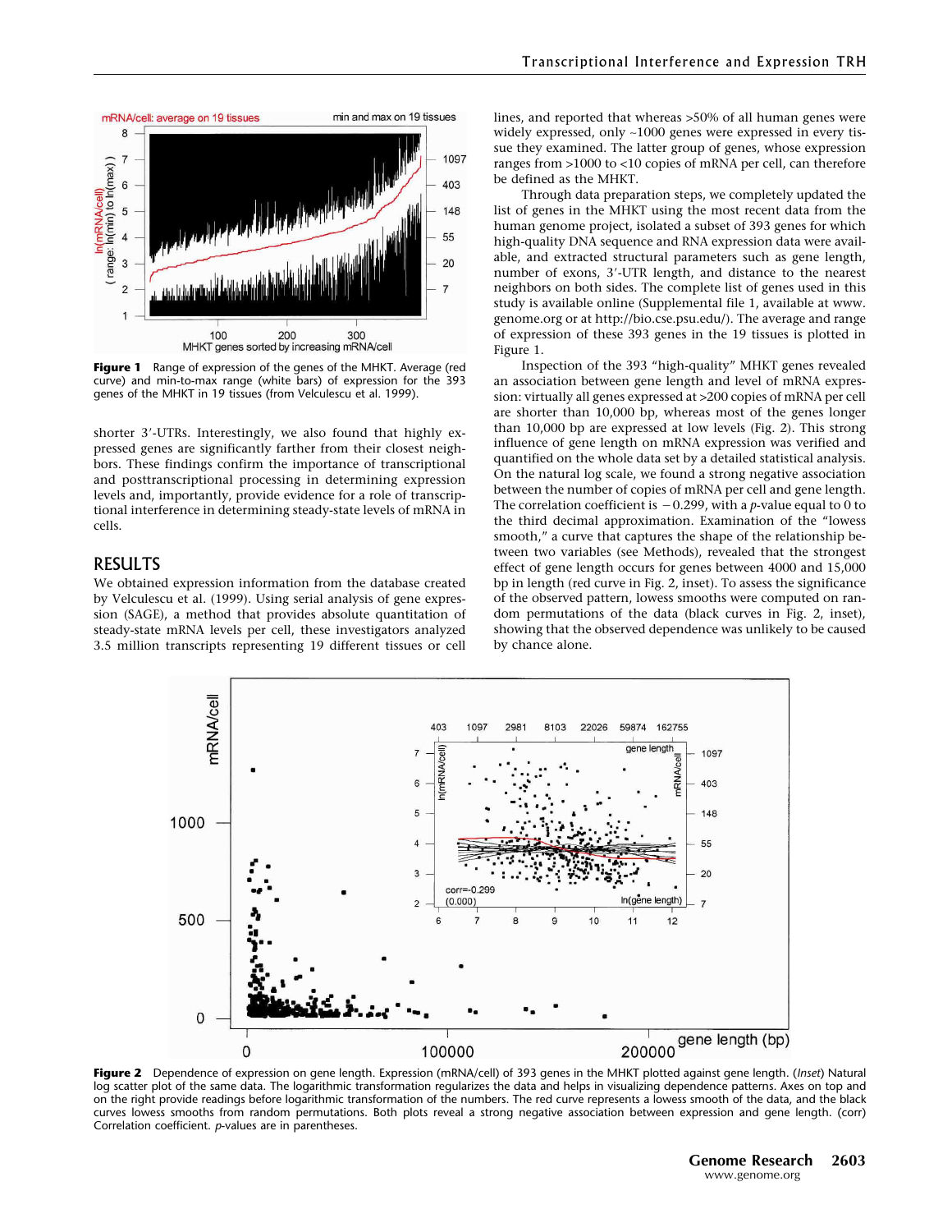**Figure 1** Range of expression of the genes of the MHKT. Average (red curve) and min-to-max range (white bars) of expression for the 393 genes of the MHKT in 19 tissues (from Velculescu et al. 1999).

shorter 3′-UTRs. Interestingly, we also found that highly expressed genes are significantly farther from their closest neighbors. These findings confirm the importance of transcriptional and posttranscriptional processing in determining expression levels and, importantly, provide evidence for a role of transcriptional interference in determining steady-state levels of mRNA in cells.

## RESULTS

We obtained expression information from the database created by Velculescu et al. (1999). Using serial analysis of gene expression (SAGE), a method that provides absolute quantitation of steady-state mRNA levels per cell, these investigators analyzed 3.5 million transcripts representing 19 different tissues or cell lines, and reported that whereas >50% of all human genes were widely expressed, only ~1000 genes were expressed in every tissue they examined. The latter group of genes, whose expression ranges from >1000 to <10 copies of mRNA per cell, can therefore be defined as the MHKT.

Through data preparation steps, we completely updated the list of genes in the MHKT using the most recent data from the human genome project, isolated a subset of 393 genes for which high-quality DNA sequence and RNA expression data were available, and extracted structural parameters such as gene length, number of exons, 3′-UTR length, and distance to the nearest neighbors on both sides. The complete list of genes used in this study is available online (Supplemental file 1, available at www.genome.org or at http://bio.cse.psu.edu/). The average and range of expression of these 393 genes in the 19 tissues is plotted in Figure 1.

Inspection of the 393 "high-quality" MHKT genes revealed an association between gene length and level of mRNA expression: virtually all genes expressed at >200 copies of mRNA per cell are shorter than 10,000 bp, whereas most of the genes longer than 10,000 bp are expressed at low levels (Fig. 2). This strong influence of gene length on mRNA expression was verified and quantified on the whole data set by a detailed statistical analysis. On the natural log scale, we found a strong negative association between the number of copies of mRNA per cell and gene length. The correlation coefficient is −0.299, with a *p*-value equal to 0 to the third decimal approximation. Examination of the "lowess smooth," a curve that captures the shape of the relationship between two variables (see Methods), revealed that the strongest effect of gene length occurs for genes between 4000 and 15,000 bp in length (red curve in Fig. 2, inset). To assess the significance of the observed pattern, lowess smooths were computed on random permutations of the data (black curves in Fig. 2, inset), showing that the observed dependence was unlikely to be caused by chance alone.

**Figure 2** Dependence of expression on gene length. Expression (mRNA/cell) of 393 genes in the MHKT plotted against gene length. (*Inset*) Natural log scatter plot of the same data. The logarithmic transformation regularizes the data and helps in visualizing dependence patterns. Axes on top and on the right provide readings before logarithmic transformation of the numbers. The red curve represents a lowess smooth of the data, and the black curves lowess smooths from random permutations. Both plots reveal a strong negative association between expression and gene length. (corr) Correlation coefficient. *p*-values are in parentheses.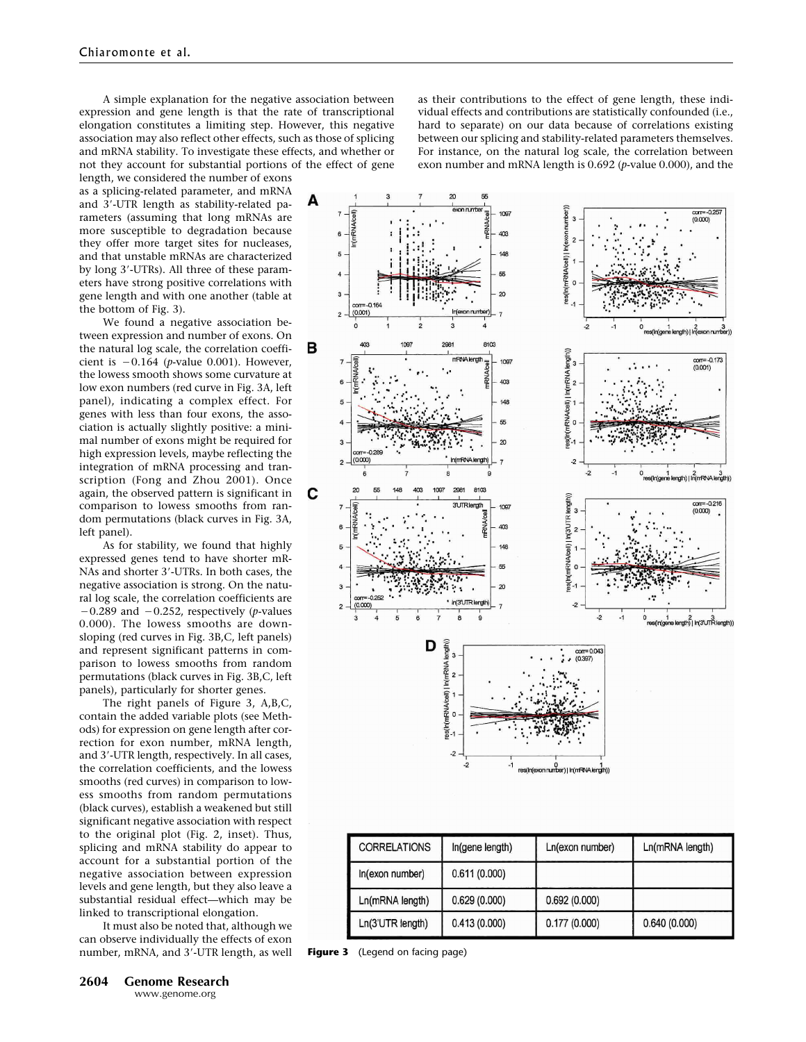A simple explanation for the negative association between expression and gene length is that the rate of transcriptional elongation constitutes a limiting step. However, this negative association may also reflect other effects, such as those of splicing and mRNA stability. To investigate these effects, and whether or not they account for substantial portions of the effect of gene length, we considered the number of exons as a splicing-related parameter, and mRNA and 3′-UTR length as stability-related parameters (assuming that long mRNAs are more susceptible to degradation because they offer more target sites for nucleases, and that unstable mRNAs are characterized by long 3′-UTRs). All three of these parameters have strong positive correlations with gene length and with one another (table at the bottom of Fig. 3).

We found a negative association between expression and number of exons. On the natural log scale, the correlation coefficient is −0.164 ($p$-value 0.001). However, the lowess smooth shows some curvature at low exon numbers (red curve in Fig. 3A, left panel), indicating a complex effect. For genes with less than four exons, the association is actually slightly positive: a minimal number of exons might be required for high expression levels, maybe reflecting the integration of mRNA processing and transcription (Fong and Zhou 2001). Once again, the observed pattern is significant in comparison to lowess smooths from random permutations (black curves in Fig. 3A, left panel).

As for stability, we found that highly expressed genes tend to have shorter mRNAs and shorter 3′-UTRs. In both cases, the negative association is strong. On the natural log scale, the correlation coefficients are −0.289 and −0.252, respectively ($p$-values 0.000). The lowess smooths are downsloping (red curves in Fig. 3B,C, left panels) and represent significant patterns in comparison to lowess smooths from random permutations (black curves in Fig. 3B,C, left panels), particularly for shorter genes.

The right panels of Figure 3, A,B,C, contain the added variable plots (see Methods) for expression on gene length after correction for exon number, mRNA length, and 3′-UTR length, respectively. In all cases, the correlation coefficients, and the lowess smooths (red curves) in comparison to lowess smooths from random permutations (black curves), establish a weakened but still significant negative association with respect to the original plot (Fig. 2, inset). Thus, splicing and mRNA stability do appear to account for a substantial portion of the negative association between expression levels and gene length, but they also leave a substantial residual effect—which may be linked to transcriptional elongation.

It must also be noted that, although we can observe individually the effects of exon number, mRNA, and 3′-UTR length, as well as their contributions to the effect of gene length, these individual effects and contributions are statistically confounded (i.e., hard to separate) on our data because of correlations existing between our splicing and stability-related parameters themselves. For instance, on the natural log scale, the correlation between exon number and mRNA length is 0.692 ($p$-value 0.000), and the

| CORRELATIONS | ln(gene length) | Ln(exon number) | Ln(mRNA length) |
|---|---|---|---|
| ln(exon number) | 0.611 (0.000) | | |
| Ln(mRNA length) | 0.629 (0.000) | 0.692 (0.000) | |
| Ln(3′UTR length) | 0.413 (0.000) | 0.177 (0.000) | 0.640 (0.000) |

**Figure 3** (Legend on facing page)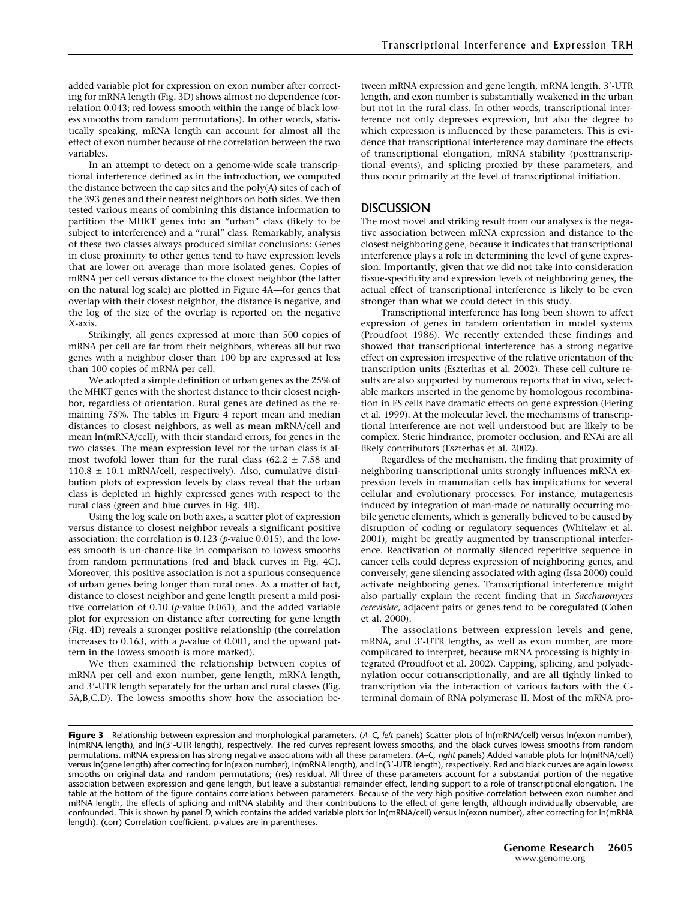added variable plot for expression on exon number after correcting for mRNA length (Fig. 3D) shows almost no dependence (correlation 0.043; red lowess smooth within the range of black lowess smooths from random permutations). In other words, statistically speaking, mRNA length can account for almost all the effect of exon number because of the correlation between the two variables.

In an attempt to detect on a genome-wide scale transcriptional interference defined as in the introduction, we computed the distance between the cap sites and the poly(A) sites of each of the 393 genes and their nearest neighbors on both sides. We then tested various means of combining this distance information to partition the MHKT genes into an "urban" class (likely to be subject to interference) and a "rural" class. Remarkably, analysis of these two classes always produced similar conclusions: Genes in close proximity to other genes tend to have expression levels that are lower on average than more isolated genes. Copies of mRNA per cell versus distance to the closest neighbor (the latter on the natural log scale) are plotted in Figure 4A—for genes that overlap with their closest neighbor, the distance is negative, and the log of the size of the overlap is reported on the negative *X*-axis.

Strikingly, all genes expressed at more than 500 copies of mRNA per cell are far from their neighbors, whereas all but two genes with a neighbor closer than 100 bp are expressed at less than 100 copies of mRNA per cell.

We adopted a simple definition of urban genes as the 25% of the MHKT genes with the shortest distance to their closest neighbor, regardless of orientation. Rural genes are defined as the remaining 75%. The tables in Figure 4 report mean and median distances to closest neighbors, as well as mean mRNA/cell and mean ln(mRNA/cell), with their standard errors, for genes in the two classes. The mean expression level for the urban class is almost twofold lower than for the rural class ($62.2 \pm 7.58$ and $110.8 \pm 10.1$ mRNA/cell, respectively). Also, cumulative distribution plots of expression levels by class reveal that the urban class is depleted in highly expressed genes with respect to the rural class (green and blue curves in Fig. 4B).

Using the log scale on both axes, a scatter plot of expression versus distance to closest neighbor reveals a significant positive association: the correlation is 0.123 (*p*-value 0.015), and the lowess smooth is un-chance-like in comparison to lowess smooths from random permutations (red and black curves in Fig. 4C). Moreover, this positive association is not a spurious consequence of urban genes being longer than rural ones. As a matter of fact, distance to closest neighbor and gene length present a mild positive correlation of 0.10 (*p*-value 0.061), and the added variable plot for expression on distance after correcting for gene length (Fig. 4D) reveals a stronger positive relationship (the correlation increases to 0.163, with a *p*-value of 0.001, and the upward pattern in the lowess smooth is more marked).

We then examined the relationship between copies of mRNA per cell and exon number, gene length, mRNA length, and 3′-UTR length separately for the urban and rural classes (Fig. 5A,B,C,D). The lowess smooths show how the association between mRNA expression and gene length, mRNA length, 3′-UTR length, and exon number is substantially weakened in the urban but not in the rural class. In other words, transcriptional interference not only depresses expression, but also the degree to which expression is influenced by these parameters. This is evidence that transcriptional interference may dominate the effects of transcriptional elongation, mRNA stability (posttranscriptional events), and splicing proxied by these parameters, and thus occur primarily at the level of transcriptional initiation.

## DISCUSSION

The most novel and striking result from our analyses is the negative association between mRNA expression and distance to the closest neighboring gene, because it indicates that transcriptional interference plays a role in determining the level of gene expression. Importantly, given that we did not take into consideration tissue-specificity and expression levels of neighboring genes, the actual effect of transcriptional interference is likely to be even stronger than what we could detect in this study.

Transcriptional interference has long been shown to affect expression of genes in tandem orientation in model systems (Proudfoot 1986). We recently extended these findings and showed that transcriptional interference has a strong negative effect on expression irrespective of the relative orientation of the transcription units (Eszterhas et al. 2002). These cell culture results are also supported by numerous reports that in vivo, selectable markers inserted in the genome by homologous recombination in ES cells have dramatic effects on gene expression (Fiering et al. 1999). At the molecular level, the mechanisms of transcriptional interference are not well understood but are likely to be complex. Steric hindrance, promoter occlusion, and RNAi are all likely contributors (Eszterhas et al. 2002).

Regardless of the mechanism, the finding that proximity of neighboring transcriptional units strongly influences mRNA expression levels in mammalian cells has implications for several cellular and evolutionary processes. For instance, mutagenesis induced by integration of man-made or naturally occurring mobile genetic elements, which is generally believed to be caused by disruption of coding or regulatory sequences (Whitelaw et al. 2001), might be greatly augmented by transcriptional interference. Reactivation of normally silenced repetitive sequence in cancer cells could depress expression of neighboring genes, and conversely, gene silencing associated with aging (Issa 2000) could activate neighboring genes. Transcriptional interference might also partially explain the recent finding that in *Saccharomyces cerevisiae*, adjacent pairs of genes tend to be coregulated (Cohen et al. 2000).

The associations between expression levels and gene, mRNA, and 3′-UTR lengths, as well as exon number, are more complicated to interpret, because mRNA processing is highly integrated (Proudfoot et al. 2002). Capping, splicing, and polyadenylation occur cotranscriptionally, and are all tightly linked to transcription via the interaction of various factors with the C-terminal domain of RNA polymerase II. Most of the mRNA pro-

**Figure 3** Relationship between expression and morphological parameters. (*A–C*, *left* panels) Scatter plots of ln(mRNA/cell) versus ln(exon number), ln(mRNA length), and ln(3′-UTR length), respectively. The red curves represent lowess smooths, and the black curves lowess smooths from random permutations. mRNA expression has strong negative associations with all these parameters. (*A–C*, *right* panels) Added variable plots for ln(mRNA/cell) versus ln(gene length) after correcting for ln(exon number), ln(mRNA length), and ln(3′-UTR length), respectively. Red and black curves are again lowess smooths on original data and random permutations; (res) residual. All three of these parameters account for a substantial portion of the negative association between expression and gene length, but leave a substantial remainder effect, lending support to a role of transcriptional elongation. The table at the bottom of the figure contains correlations between parameters. Because of the very high positive correlation between exon number and mRNA length, the effects of splicing and mRNA stability and their contributions to the effect of gene length, although individually observable, are confounded. This is shown by panel *D*, which contains the added variable plots for ln(mRNA/cell) versus ln(exon number), after correcting for ln(mRNA length). (corr) Correlation coefficient. *p*-values are in parentheses.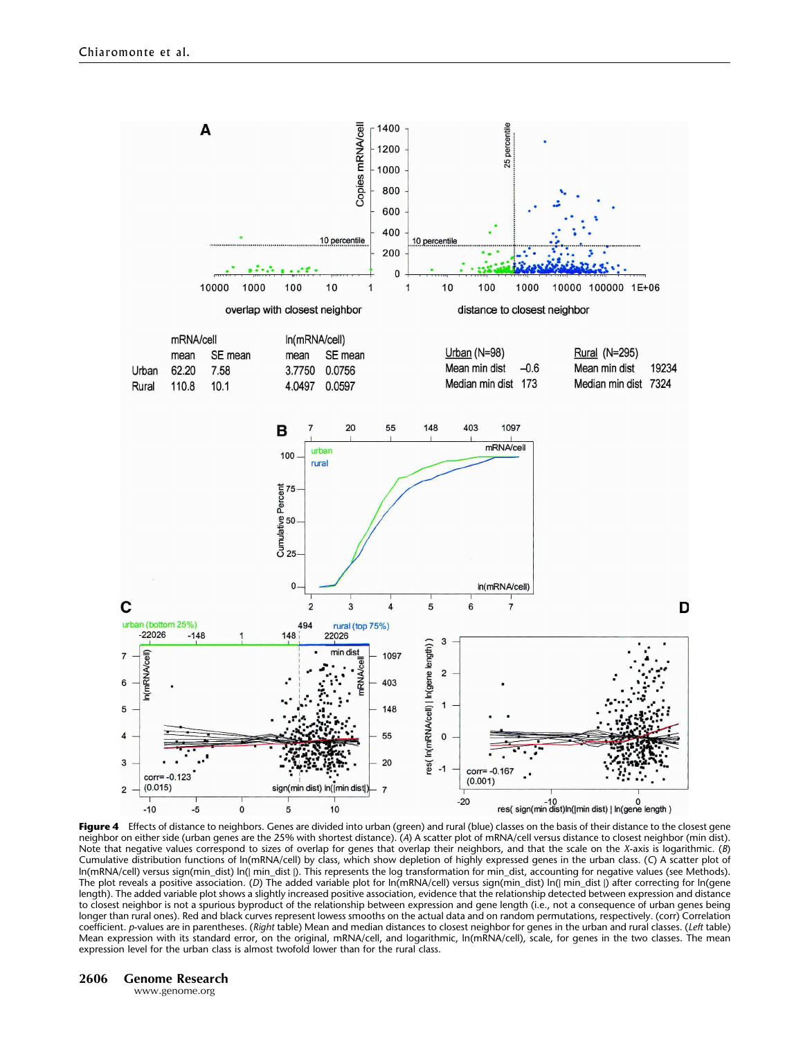| | mRNA/cell | | ln(mRNA/cell) | |
|---|---|---|---|---|
| | mean | SE mean | mean | SE mean |
| Urban | 62.20 | 7.58 | 3.7750 | 0.0756 |
| Rural | 110.8 | 10.1 | 4.0497 | 0.0597 |

| Urban (N=98) | | Rural (N=295) | |
|---|---|---|---|
| Mean min dist | –0.6 | Mean min dist | 19234 |
| Median min dist | 173 | Median min dist | 7324 |

**Figure 4** Effects of distance to neighbors. Genes are divided into urban (green) and rural (blue) classes on the basis of their distance to the closest gene neighbor on either side (urban genes are the 25% with shortest distance). (*A*) A scatter plot of mRNA/cell versus distance to closest neighbor (min dist). Note that negative values correspond to sizes of overlap for genes that overlap their neighbors, and that the scale on the *X*-axis is logarithmic. (*B*) Cumulative distribution functions of ln(mRNA/cell) by class, which show depletion of highly expressed genes in the urban class. (*C*) A scatter plot of ln(mRNA/cell) versus sign(min_dist) ln(| min_dist |). This represents the log transformation for min_dist, accounting for negative values (see Methods). The plot reveals a positive association. (*D*) The added variable plot for ln(mRNA/cell) versus sign(min_dist) ln(| min_dist |) after correcting for ln(gene length). The added variable plot shows a slightly increased positive association, evidence that the relationship detected between expression and distance to closest neighbor is not a spurious byproduct of the relationship between expression and gene length (i.e., not a consequence of urban genes being longer than rural ones). Red and black curves represent lowess smooths on the actual data and on random permutations, respectively. (corr) Correlation coefficient. *p*-values are in parentheses. (*Right* table) Mean and median distances to closest neighbor for genes in the urban and rural classes. (*Left* table) Mean expression with its standard error, on the original, mRNA/cell, and logarithmic, ln(mRNA/cell), scale, for genes in the two classes. The mean expression level for the urban class is almost twofold lower than for the rural class.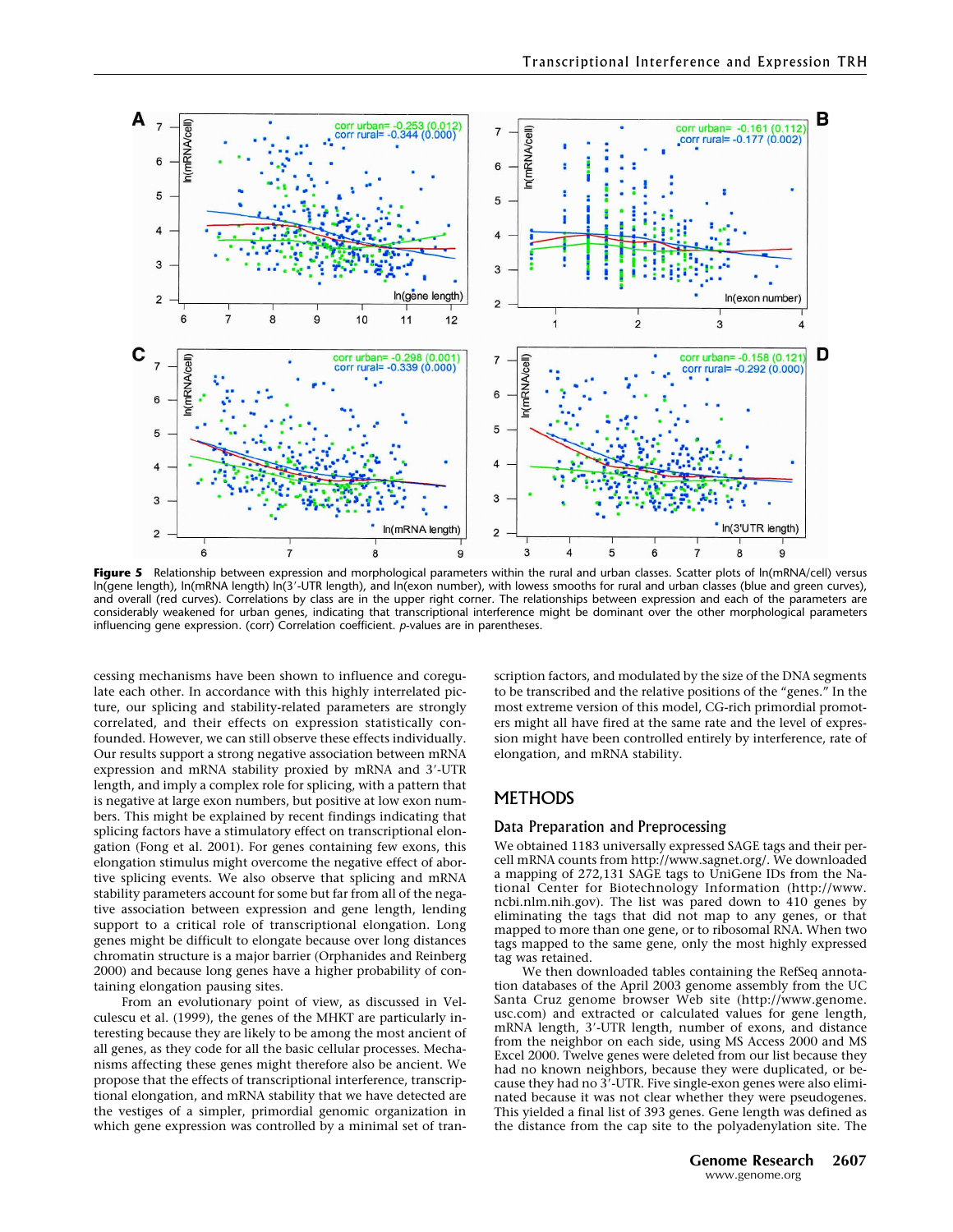**Figure 5** Relationship between expression and morphological parameters within the rural and urban classes. Scatter plots of ln(mRNA/cell) versus ln(gene length), ln(mRNA length) ln(3′-UTR length), and ln(exon number), with lowess smooths for rural and urban classes (blue and green curves), and overall (red curves). Correlations by class are in the upper right corner. The relationships between expression and each of the parameters are considerably weakened for urban genes, indicating that transcriptional interference might be dominant over the other morphological parameters influencing gene expression. (corr) Correlation coefficient. *p*-values are in parentheses.

cessing mechanisms have been shown to influence and coregulate each other. In accordance with this highly interrelated picture, our splicing and stability-related parameters are strongly correlated, and their effects on expression statistically confounded. However, we can still observe these effects individually. Our results support a strong negative association between mRNA expression and mRNA stability proxied by mRNA and 3′-UTR length, and imply a complex role for splicing, with a pattern that is negative at large exon numbers, but positive at low exon numbers. This might be explained by recent findings indicating that splicing factors have a stimulatory effect on transcriptional elongation (Fong et al. 2001). For genes containing few exons, this elongation stimulus might overcome the negative effect of abortive splicing events. We also observe that splicing and mRNA stability parameters account for some but far from all of the negative association between expression and gene length, lending support to a critical role of transcriptional elongation. Long genes might be difficult to elongate because over long distances chromatin structure is a major barrier (Orphanides and Reinberg 2000) and because long genes have a higher probability of containing elongation pausing sites.

From an evolutionary point of view, as discussed in Velculescu et al. (1999), the genes of the MHKT are particularly interesting because they are likely to be among the most ancient of all genes, as they code for all the basic cellular processes. Mechanisms affecting these genes might therefore also be ancient. We propose that the effects of transcriptional interference, transcriptional elongation, and mRNA stability that we have detected are the vestiges of a simpler, primordial genomic organization in which gene expression was controlled by a minimal set of transcription factors, and modulated by the size of the DNA segments to be transcribed and the relative positions of the "genes." In the most extreme version of this model, CG-rich primordial promoters might all have fired at the same rate and the level of expression might have been controlled entirely by interference, rate of elongation, and mRNA stability.

## METHODS

### Data Preparation and Preprocessing

We obtained 1183 universally expressed SAGE tags and their per-cell mRNA counts from http://www.sagnet.org/. We downloaded a mapping of 272,131 SAGE tags to UniGene IDs from the National Center for Biotechnology Information (http://www.ncbi.nlm.nih.gov). The list was pared down to 410 genes by eliminating the tags that did not map to any genes, or that mapped to more than one gene, or to ribosomal RNA. When two tags mapped to the same gene, only the most highly expressed tag was retained.

We then downloaded tables containing the RefSeq annotation databases of the April 2003 genome assembly from the UC Santa Cruz genome browser Web site (http://www.genome.usc.com) and extracted or calculated values for gene length, mRNA length, 3′-UTR length, number of exons, and distance from the neighbor on each side, using MS Access 2000 and MS Excel 2000. Twelve genes were deleted from our list because they had no known neighbors, because they were duplicated, or because they had no 3′-UTR. Five single-exon genes were also eliminated because it was not clear whether they were pseudogenes. This yielded a final list of 393 genes. Gene length was defined as the distance from the cap site to the polyadenylation site. The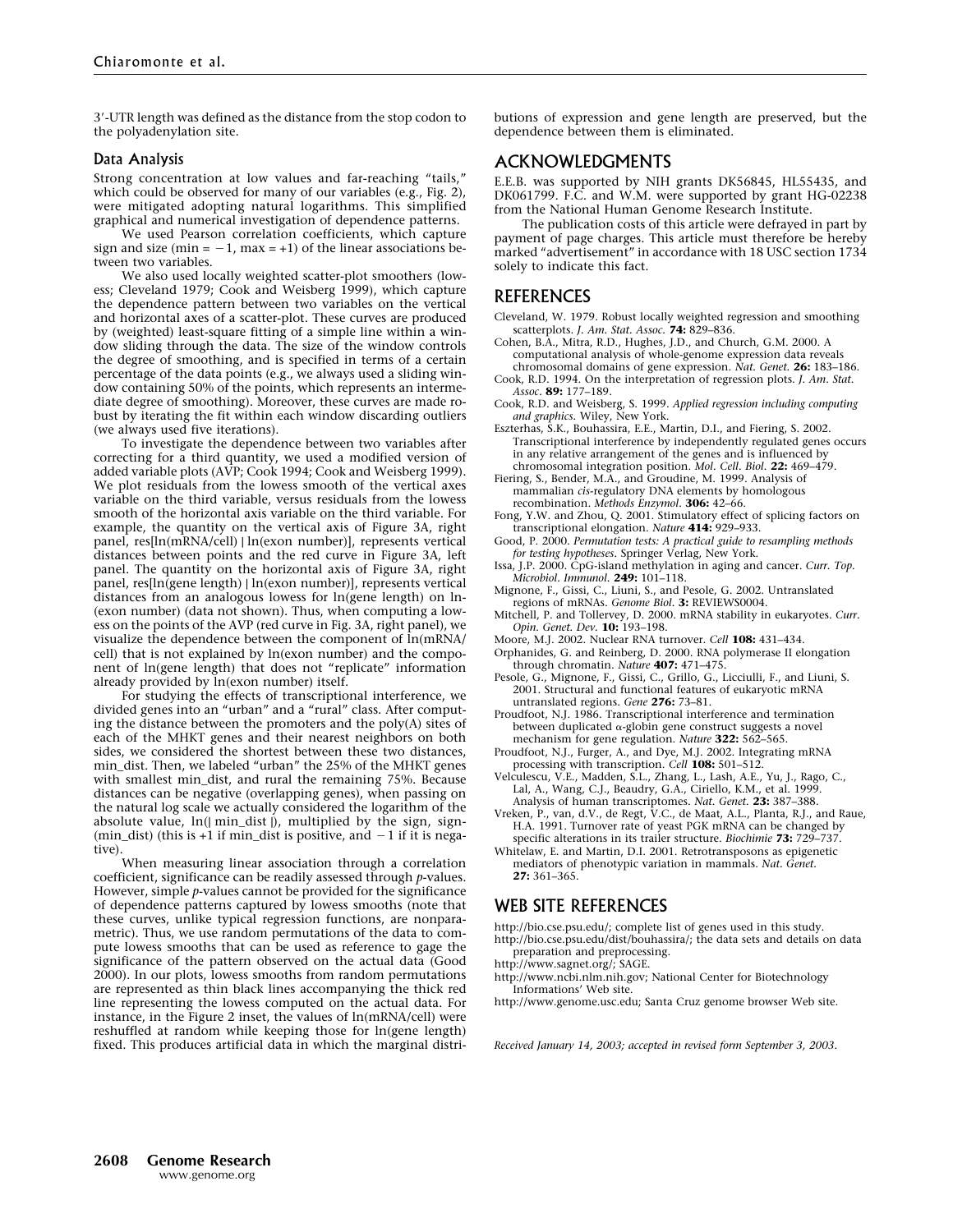3′-UTR length was defined as the distance from the stop codon to the polyadenylation site.

### Data Analysis

Strong concentration at low values and far-reaching "tails," which could be observed for many of our variables (e.g., Fig. 2), were mitigated adopting natural logarithms. This simplified graphical and numerical investigation of dependence patterns.

We used Pearson correlation coefficients, which capture sign and size (min = −1, max = +1) of the linear associations between two variables.

We also used locally weighted scatter-plot smoothers (lowess; Cleveland 1979; Cook and Weisberg 1999), which capture the dependence pattern between two variables on the vertical and horizontal axes of a scatter-plot. These curves are produced by (weighted) least-square fitting of a simple line within a window sliding through the data. The size of the window controls the degree of smoothing, and is specified in terms of a certain percentage of the data points (e.g., we always used a sliding window containing 50% of the points, which represents an intermediate degree of smoothing). Moreover, these curves are made robust by iterating the fit within each window discarding outliers (we always used five iterations).

To investigate the dependence between two variables after correcting for a third quantity, we used a modified version of added variable plots (AVP; Cook 1994; Cook and Weisberg 1999). We plot residuals from the lowess smooth of the vertical axes variable on the third variable, versus residuals from the lowess smooth of the horizontal axis variable on the third variable. For example, the quantity on the vertical axis of Figure 3A, right panel, res[ln(mRNA/cell) | ln(exon number)], represents vertical distances between points and the red curve in Figure 3A, left panel. The quantity on the horizontal axis of Figure 3A, right panel, res[ln(gene length) | ln(exon number)], represents vertical distances from an analogous lowess for ln(gene length) on ln-(exon number) (data not shown). Thus, when computing a lowess on the points of the AVP (red curve in Fig. 3A, right panel), we visualize the dependence between the component of ln(mRNA/cell) that is not explained by ln(exon number) and the component of ln(gene length) that does not "replicate" information already provided by ln(exon number) itself.

For studying the effects of transcriptional interference, we divided genes into an "urban" and a "rural" class. After computing the distance between the promoters and the poly(A) sites of each of the MHKT genes and their nearest neighbors on both sides, we considered the shortest between these two distances, min_dist. Then, we labeled "urban" the 25% of the MHKT genes with smallest min_dist, and rural the remaining 75%. Because distances can be negative (overlapping genes), when passing on the natural log scale we actually considered the logarithm of the absolute value, ln(| min_dist |), multiplied by the sign, sign-(min_dist) (this is +1 if min_dist is positive, and −1 if it is negative).

When measuring linear association through a correlation coefficient, significance can be readily assessed through *p*-values. However, simple *p*-values cannot be provided for the significance of dependence patterns captured by lowess smooths (note that these curves, unlike typical regression functions, are nonparametric). Thus, we use random permutations of the data to compute lowess smooths that can be used as reference to gage the significance of the pattern observed on the actual data (Good 2000). In our plots, lowess smooths from random permutations are represented as thin black lines accompanying the thick red line representing the lowess computed on the actual data. For instance, in the Figure 2 inset, the values of ln(mRNA/cell) were reshuffled at random while keeping those for ln(gene length) fixed. This produces artificial data in which the marginal distributions of expression and gene length are preserved, but the dependence between them is eliminated.

## ACKNOWLEDGMENTS

E.E.B. was supported by NIH grants DK56845, HL55435, and DK061799. F.C. and W.M. were supported by grant HG-02238 from the National Human Genome Research Institute.

The publication costs of this article were defrayed in part by payment of page charges. This article must therefore be hereby marked "advertisement" in accordance with 18 USC section 1734 solely to indicate this fact.

## REFERENCES

Cleveland, W. 1979. Robust locally weighted regression and smoothing scatterplots. *J. Am. Stat. Assoc.* **74:** 829–836.

Cohen, B.A., Mitra, R.D., Hughes, J.D., and Church, G.M. 2000. A computational analysis of whole-genome expression data reveals chromosomal domains of gene expression. *Nat. Genet.* **26:** 183–186.

Cook, R.D. 1994. On the interpretation of regression plots. *J. Am. Stat. Assoc.* **89:** 177–189.

Cook, R.D. and Weisberg, S. 1999. *Applied regression including computing and graphics.* Wiley, New York.

Eszterhas, S.K., Bouhassira, E.E., Martin, D.I., and Fiering, S. 2002. Transcriptional interference by independently regulated genes occurs in any relative arrangement of the genes and is influenced by chromosomal integration position. *Mol. Cell. Biol.* **22:** 469–479.

Fiering, S., Bender, M.A., and Groudine, M. 1999. Analysis of mammalian *cis*-regulatory DNA elements by homologous recombination. *Methods Enzymol.* **306:** 42–66.

Fong, Y.W. and Zhou, Q. 2001. Stimulatory effect of splicing factors on transcriptional elongation. *Nature* **414:** 929–933.

Good, P. 2000. *Permutation tests: A practical guide to resampling methods for testing hypotheses.* Springer Verlag, New York.

Issa, J.P. 2000. CpG-island methylation in aging and cancer. *Curr. Top. Microbiol. Immunol.* **249:** 101–118.

Mignone, F., Gissi, C., Liuni, S., and Pesole, G. 2002. Untranslated regions of mRNAs. *Genome Biol.* **3:** REVIEWS0004.

Mitchell, P. and Tollervey, D. 2000. mRNA stability in eukaryotes. *Curr. Opin. Genet. Dev.* **10:** 193–198.

Moore, M.J. 2002. Nuclear RNA turnover. *Cell* **108:** 431–434.

Orphanides, G. and Reinberg, D. 2000. RNA polymerase II elongation through chromatin. *Nature* **407:** 471–475.

Pesole, G., Mignone, F., Gissi, C., Grillo, G., Licciulli, F., and Liuni, S. 2001. Structural and functional features of eukaryotic mRNA untranslated regions. *Gene* **276:** 73–81.

Proudfoot, N.J. 1986. Transcriptional interference and termination between duplicated α-globin gene construct suggests a novel mechanism for gene regulation. *Nature* **322:** 562–565.

Proudfoot, N.J., Furger, A., and Dye, M.J. 2002. Integrating mRNA processing with transcription. *Cell* **108:** 501–512.

Velculescu, V.E., Madden, S.L., Zhang, L., Lash, A.E., Yu, J., Rago, C., Lal, A., Wang, C.J., Beaudry, G.A., Ciriello, K.M., et al. 1999. Analysis of human transcriptomes. *Nat. Genet.* **23:** 387–388.

Vreken, P., van, d.V., de Regt, V.C., de Maat, A.L., Planta, R.J., and Raue, H.A. 1991. Turnover rate of yeast PGK mRNA can be changed by specific alterations in its trailer structure. *Biochimie* **73:** 729–737.

Whitelaw, E. and Martin, D.I. 2001. Retrotransposons as epigenetic mediators of phenotypic variation in mammals. *Nat. Genet.* **27:** 361–365.

## WEB SITE REFERENCES

http://bio.cse.psu.edu/; complete list of genes used in this study.

http://bio.cse.psu.edu/dist/bouhassira/; the data sets and details on data preparation and preprocessing.

http://www.sagnet.org/; SAGE.

http://www.ncbi.nlm.nih.gov; National Center for Biotechnology Informations' Web site.

http://www.genome.usc.edu; Santa Cruz genome browser Web site.

*Received January 14, 2003; accepted in revised form September 3, 2003.*